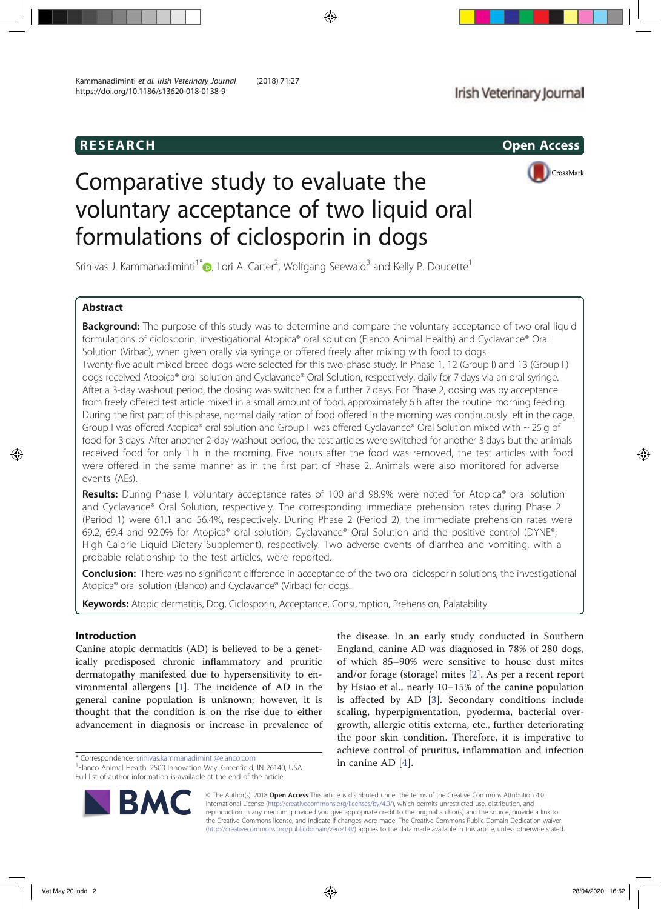## RESEARCH

Open Access

# Comparative study to evaluate the voluntary acceptance of two liquid oral formulations of ciclosporin in dogs

Srinivas J. Kammanadiminti[1*], Lori A. Carter[2], Wolfgang Seewald[3] and Kelly P. Doucette[1]

## Abstract

**Background:** The purpose of this study was to determine and compare the voluntary acceptance of two oral liquid formulations of ciclosporin, investigational Atopica® oral solution (Elanco Animal Health) and Cyclavance® Oral Solution (Virbac), when given orally via syringe or offered freely after mixing with food to dogs.

Twenty-five adult mixed breed dogs were selected for this two-phase study. In Phase 1, 12 (Group I) and 13 (Group II) dogs received Atopica® oral solution and Cyclavance® Oral Solution, respectively, daily for 7 days via an oral syringe. After a 3-day washout period, the dosing was switched for a further 7 days. For Phase 2, dosing was by acceptance from freely offered test article mixed in a small amount of food, approximately 6 h after the routine morning feeding. During the first part of this phase, normal daily ration of food offered in the morning was continuously left in the cage. Group I was offered Atopica® oral solution and Group II was offered Cyclavance® Oral Solution mixed with ~ 25 g of food for 3 days. After another 2-day washout period, the test articles were switched for another 3 days but the animals received food for only 1 h in the morning. Five hours after the food was removed, the test articles with food were offered in the same manner as in the first part of Phase 2. Animals were also monitored for adverse events (AEs).

**Results:** During Phase I, voluntary acceptance rates of 100 and 98.9% were noted for Atopica® oral solution and Cyclavance® Oral Solution, respectively. The corresponding immediate prehension rates during Phase 2 (Period 1) were 61.1 and 56.4%, respectively. During Phase 2 (Period 2), the immediate prehension rates were 69.2, 69.4 and 92.0% for Atopica® oral solution, Cyclavance® Oral Solution and the positive control (DYNE®; High Calorie Liquid Dietary Supplement), respectively. Two adverse events of diarrhea and vomiting, with a probable relationship to the test articles, were reported.

**Conclusion:** There was no significant difference in acceptance of the two oral ciclosporin solutions, the investigational Atopica® oral solution (Elanco) and Cyclavance® (Virbac) for dogs.

**Keywords:** Atopic dermatitis, Dog, Ciclosporin, Acceptance, Consumption, Prehension, Palatability

## Introduction

Canine atopic dermatitis (AD) is believed to be a genetically predisposed chronic inflammatory and pruritic dermatopathy manifested due to hypersensitivity to environmental allergens [1]. The incidence of AD in the general canine population is unknown; however, it is thought that the condition is on the rise due to either advancement in diagnosis or increase in prevalence of the disease. In an early study conducted in Southern England, canine AD was diagnosed in 78% of 280 dogs, of which 85–90% were sensitive to house dust mites and/or forage (storage) mites [2]. As per a recent report by Hsiao et al., nearly 10–15% of the canine population is affected by AD [3]. Secondary conditions include scaling, hyperpigmentation, pyoderma, bacterial overgrowth, allergic otitis externa, etc., further deteriorating the poor skin condition. Therefore, it is imperative to achieve control of pruritus, inflammation and infection in canine AD [4].

* Correspondence: srinivas.kammanadiminti@elanco.com
[1]Elanco Animal Health, 2500 Innovation Way, Greenfield, IN 26140, USA
Full list of author information is available at the end of the article

© The Author(s). 2018 **Open Access** This article is distributed under the terms of the Creative Commons Attribution 4.0 International License (http://creativecommons.org/licenses/by/4.0/), which permits unrestricted use, distribution, and reproduction in any medium, provided you give appropriate credit to the original author(s) and the source, provide a link to the Creative Commons license, and indicate if changes were made. The Creative Commons Public Domain Dedication waiver (http://creativecommons.org/publicdomain/zero/1.0/) applies to the data made available in this article, unless otherwise stated.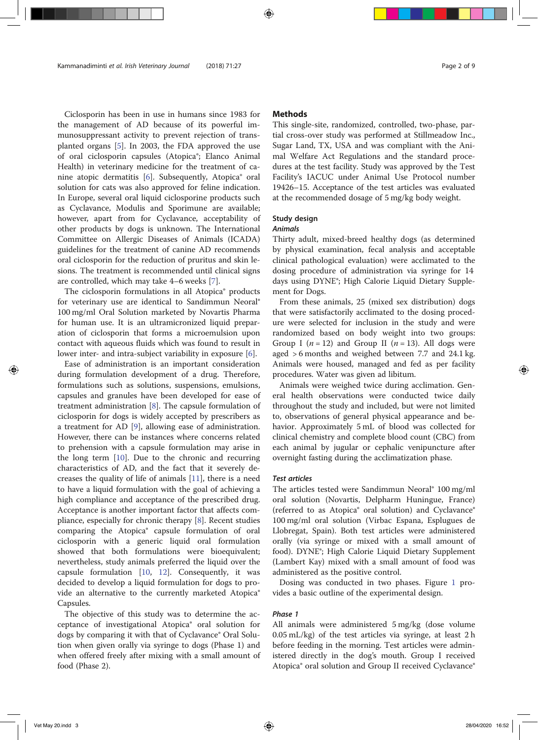Ciclosporin has been in use in humans since 1983 for the management of AD because of its powerful immunosuppressant activity to prevent rejection of transplanted organs [5]. In 2003, the FDA approved the use of oral ciclosporin capsules (Atopica®; Elanco Animal Health) in veterinary medicine for the treatment of canine atopic dermatitis [6]. Subsequently, Atopica® oral solution for cats was also approved for feline indication. In Europe, several oral liquid ciclosporine products such as Cyclavance, Modulis and Sporimune are available; however, apart from for Cyclavance, acceptability of other products by dogs is unknown. The International Committee on Allergic Diseases of Animals (ICADA) guidelines for the treatment of canine AD recommends oral ciclosporin for the reduction of pruritus and skin lesions. The treatment is recommended until clinical signs are controlled, which may take 4–6 weeks [7].

The ciclosporin formulations in all Atopica® products for veterinary use are identical to Sandimmun Neoral® 100 mg/ml Oral Solution marketed by Novartis Pharma for human use. It is an ultramicronized liquid preparation of ciclosporin that forms a microemulsion upon contact with aqueous fluids which was found to result in lower inter- and intra-subject variability in exposure [6].

Ease of administration is an important consideration during formulation development of a drug. Therefore, formulations such as solutions, suspensions, emulsions, capsules and granules have been developed for ease of treatment administration [8]. The capsule formulation of ciclosporin for dogs is widely accepted by prescribers as a treatment for AD [9], allowing ease of administration. However, there can be instances where concerns related to prehension with a capsule formulation may arise in the long term [10]. Due to the chronic and recurring characteristics of AD, and the fact that it severely decreases the quality of life of animals [11], there is a need to have a liquid formulation with the goal of achieving a high compliance and acceptance of the prescribed drug. Acceptance is another important factor that affects compliance, especially for chronic therapy [8]. Recent studies comparing the Atopica® capsule formulation of oral ciclosporin with a generic liquid oral formulation showed that both formulations were bioequivalent; nevertheless, study animals preferred the liquid over the capsule formulation [10, 12]. Consequently, it was decided to develop a liquid formulation for dogs to provide an alternative to the currently marketed Atopica® Capsules.

The objective of this study was to determine the acceptance of investigational Atopica® oral solution for dogs by comparing it with that of Cyclavance® Oral Solution when given orally via syringe to dogs (Phase 1) and when offered freely after mixing with a small amount of food (Phase 2).

## Methods

This single-site, randomized, controlled, two-phase, partial cross-over study was performed at Stillmeadow Inc., Sugar Land, TX, USA and was compliant with the Animal Welfare Act Regulations and the standard procedures at the test facility. Study was approved by the Test Facility's IACUC under Animal Use Protocol number 19426–15. Acceptance of the test articles was evaluated at the recommended dosage of 5 mg/kg body weight.

### Study design

#### *Animals*

Thirty adult, mixed-breed healthy dogs (as determined by physical examination, fecal analysis and acceptable clinical pathological evaluation) were acclimated to the dosing procedure of administration via syringe for 14 days using DYNE®; High Calorie Liquid Dietary Supplement for Dogs.

From these animals, 25 (mixed sex distribution) dogs that were satisfactorily acclimated to the dosing procedure were selected for inclusion in the study and were randomized based on body weight into two groups: Group I ($n = 12$) and Group II ($n = 13$). All dogs were aged > 6 months and weighed between 7.7 and 24.1 kg. Animals were housed, managed and fed as per facility procedures. Water was given ad libitum.

Animals were weighed twice during acclimation. General health observations were conducted twice daily throughout the study and included, but were not limited to, observations of general physical appearance and behavior. Approximately 5 mL of blood was collected for clinical chemistry and complete blood count (CBC) from each animal by jugular or cephalic venipuncture after overnight fasting during the acclimatization phase.

#### *Test articles*

The articles tested were Sandimmun Neoral® 100 mg/ml oral solution (Novartis, Delpharm Huningue, France) (referred to as Atopica® oral solution) and Cyclavance® 100 mg/ml oral solution (Virbac Espana, Esplugues de Llobregat, Spain). Both test articles were administered orally (via syringe or mixed with a small amount of food). DYNE®; High Calorie Liquid Dietary Supplement (Lambert Kay) mixed with a small amount of food was administered as the positive control.

Dosing was conducted in two phases. Figure 1 provides a basic outline of the experimental design.

#### *Phase 1*

All animals were administered 5 mg/kg (dose volume 0.05 mL/kg) of the test articles via syringe, at least 2 h before feeding in the morning. Test articles were administered directly in the dog's mouth. Group I received Atopica® oral solution and Group II received Cyclavance®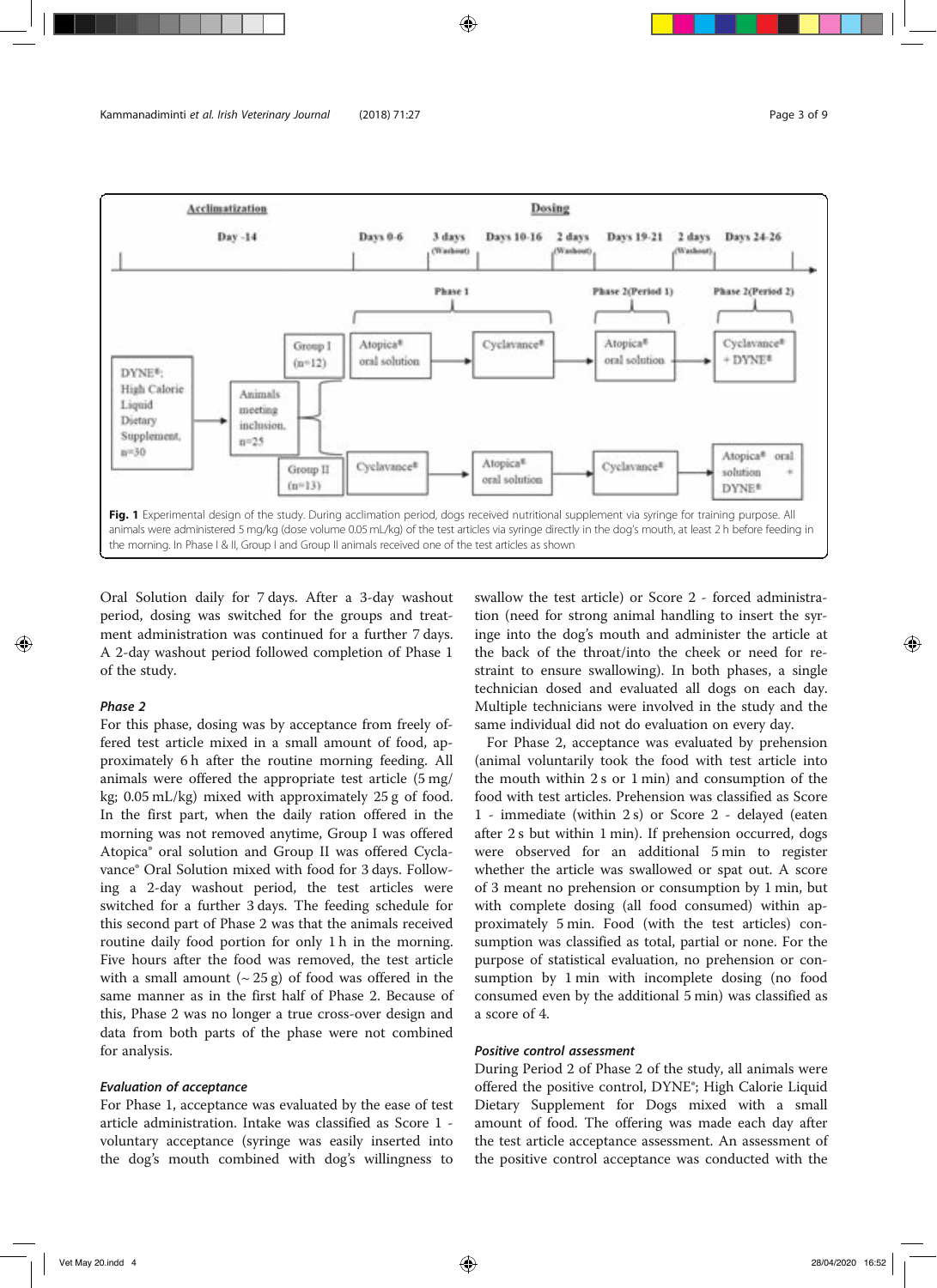Fig. 1 Experimental design of the study. During acclimation period, dogs received nutritional supplement via syringe for training purpose. All animals were administered 5 mg/kg (dose volume 0.05 mL/kg) of the test articles via syringe directly in the dog's mouth, at least 2 h before feeding in the morning. In Phase I & II, Group I and Group II animals received one of the test articles as shown

Oral Solution daily for 7 days. After a 3-day washout period, dosing was switched for the groups and treatment administration was continued for a further 7 days. A 2-day washout period followed completion of Phase 1 of the study.

### *Phase 2*

For this phase, dosing was by acceptance from freely offered test article mixed in a small amount of food, approximately 6 h after the routine morning feeding. All animals were offered the appropriate test article (5 mg/kg; 0.05 mL/kg) mixed with approximately 25 g of food. In the first part, when the daily ration offered in the morning was not removed anytime, Group I was offered Atopica® oral solution and Group II was offered Cyclavance® Oral Solution mixed with food for 3 days. Following a 2-day washout period, the test articles were switched for a further 3 days. The feeding schedule for this second part of Phase 2 was that the animals received routine daily food portion for only 1 h in the morning. Five hours after the food was removed, the test article with a small amount (~ 25 g) of food was offered in the same manner as in the first half of Phase 2. Because of this, Phase 2 was no longer a true cross-over design and data from both parts of the phase were not combined for analysis.

### *Evaluation of acceptance*

For Phase 1, acceptance was evaluated by the ease of test article administration. Intake was classified as Score 1 - voluntary acceptance (syringe was easily inserted into the dog's mouth combined with dog's willingness to swallow the test article) or Score 2 - forced administration (need for strong animal handling to insert the syringe into the dog's mouth and administer the article at the back of the throat/into the cheek or need for restraint to ensure swallowing). In both phases, a single technician dosed and evaluated all dogs on each day. Multiple technicians were involved in the study and the same individual did not do evaluation on every day.

For Phase 2, acceptance was evaluated by prehension (animal voluntarily took the food with test article into the mouth within 2 s or 1 min) and consumption of the food with test articles. Prehension was classified as Score 1 - immediate (within 2 s) or Score 2 - delayed (eaten after 2 s but within 1 min). If prehension occurred, dogs were observed for an additional 5 min to register whether the item was swallowed or spat out. A score of 3 meant no prehension or consumption by 1 min, but with complete dosing (all food consumed) within approximately 5 min. Food (with the test articles) consumption was classified as total, partial or none. For the purpose of statistical evaluation, no prehension or consumption by 1 min with incomplete dosing (no food consumed even by the additional 5 min) was classified as a score of 4.

### *Positive control assessment*

During Period 2 of Phase 2 of the study, all animals were offered the positive control, DYNE®; High Calorie Liquid Dietary Supplement for Dogs mixed with a small amount of food. The offering was made each day after the test article acceptance assessment. An assessment of the positive control acceptance was conducted with the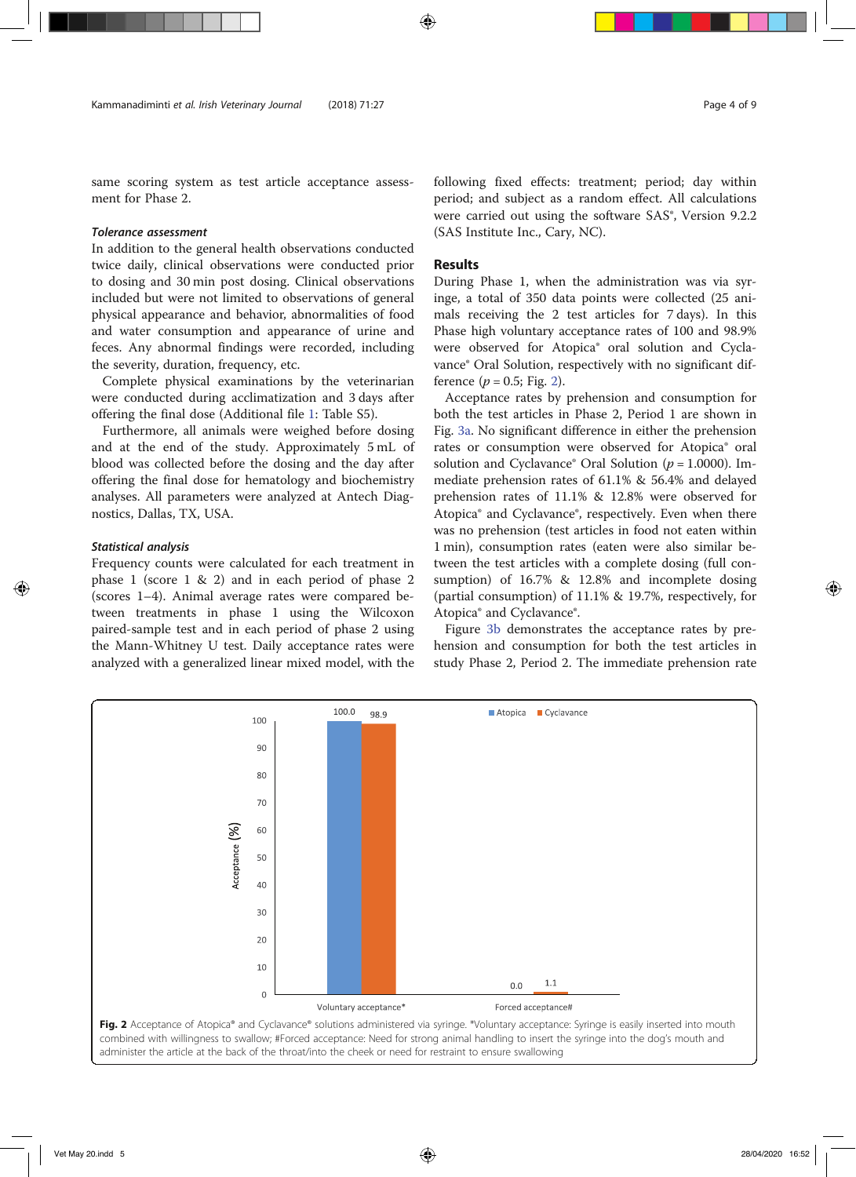same scoring system as test article acceptance assessment for Phase 2.

#### *Tolerance assessment*

In addition to the general health observations conducted twice daily, clinical observations were conducted prior to dosing and 30 min post dosing. Clinical observations included but were not limited to observations of general physical appearance and behavior, abnormalities of food and water consumption and appearance of urine and feces. Any abnormal findings were recorded, including the severity, duration, frequency, etc.

Complete physical examinations by the veterinarian were conducted during acclimatization and 3 days after offering the final dose (Additional file 1: Table S5).

Furthermore, all animals were weighed before dosing and at the end of the study. Approximately 5 mL of blood was collected before the dosing and the day after offering the final dose for hematology and biochemistry analyses. All parameters were analyzed at Antech Diagnostics, Dallas, TX, USA.

#### *Statistical analysis*

Frequency counts were calculated for each treatment in phase 1 (score 1 & 2) and in each period of phase 2 (scores 1–4). Animal average rates were compared between treatments in phase 1 using the Wilcoxon paired-sample test and in each period of phase 2 using the Mann-Whitney U test. Daily acceptance rates were analyzed with a generalized linear mixed model, with the following fixed effects: treatment; period; day within period; and subject as a random effect. All calculations were carried out using the software SAS®, Version 9.2.2 (SAS Institute Inc., Cary, NC).

## Results

During Phase 1, when the administration was via syringe, a total of 350 data points were collected (25 animals receiving the 2 test articles for 7 days). In this Phase high voluntary acceptance rates of 100 and 98.9% were observed for Atopica® oral solution and Cyclavance® Oral Solution, respectively with no significant difference ($p = 0.5$; Fig. 2).

Acceptance rates by prehension and consumption for both the test articles in Phase 2, Period 1 are shown in Fig. 3a. No significant difference in either the prehension rates or consumption were observed for Atopica® oral solution and Cyclavance® Oral Solution ($p = 1.0000$). Immediate prehension rates of 61.1% & 56.4% and delayed prehension rates of 11.1% & 12.8% were observed for Atopica® and Cyclavance®, respectively. Even when there was no prehension (test articles in food not eaten within 1 min), consumption rates (eaten were also similar between the test articles with a complete dosing (full consumption) of 16.7% & 12.8% and incomplete dosing (partial consumption) of 11.1% & 19.7%, respectively, for Atopica® and Cyclavance®.

Figure 3b demonstrates the acceptance rates by prehension and consumption for both the test articles in study Phase 2, Period 2. The immediate prehension rate

**Fig. 2** Acceptance of Atopica® and Cyclavance® solutions administered via syringe. *Voluntary acceptance: Syringe is easily inserted into mouth combined with willingness to swallow; #Forced acceptance: Need for strong animal handling to insert the syringe into the dog's mouth and administer the article at the back of the throat/into the cheek or need for restraint to ensure swallowing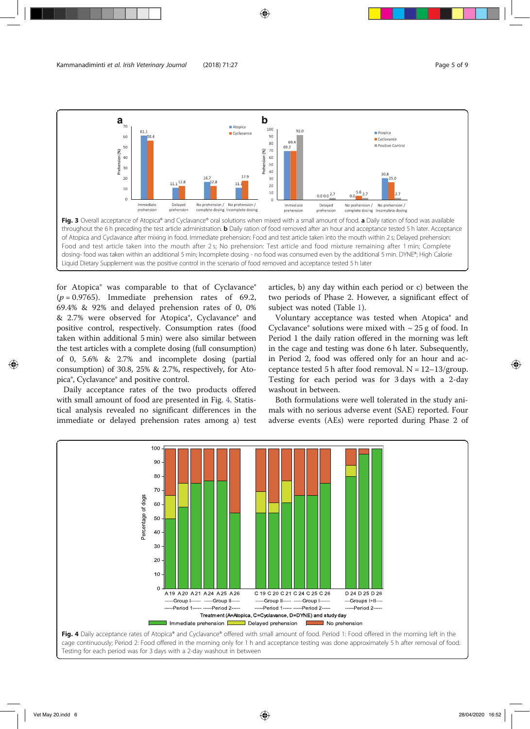Fig. 3 Overall acceptance of Atopica® and Cyclavance® oral solutions when mixed with a small amount of food. **a** Daily ration of food was available throughout the 6 h preceding the test article administration. **b** Daily ration of food removed after an hour and acceptance tested 5 h later. Acceptance of Atopica and Cyclavance after mixing in food. Immediate prehension: Food and test article taken into the mouth within 2 s; Delayed prehension: Food and test article taken into the mouth after 2 s; No prehension: Test article and food mixture remaining after 1 min; Complete dosing- food was taken within an additional 5 min; Incomplete dosing - no food was consumed even by the additional 5 min. DYNE®; High Calorie Liquid Dietary Supplement was the positive control in the scenario of food removed and acceptance tested 5 h later

for Atopica® was comparable to that of Cyclavance® ($p = 0.9765$). Immediate prehension rates of 69.2, 69.4% & 92% and delayed prehension rates of 0, 0% & 2.7% were observed for Atopica®, Cyclavance® and positive control, respectively. Consumption rates (food taken within additional 5 min) were also similar between the test articles with a complete dosing (full consumption) of 0, 5.6% & 2.7% and incomplete dosing (partial consumption) of 30.8, 25% & 2.7%, respectively, for Atopica®, Cyclavance® and positive control.

Daily acceptance rates of the two products offered with small amount of food are presented in Fig. 4. Statistical analysis revealed no significant differences in the immediate or delayed prehension rates among a) test articles, b) any day within each period or c) between the two periods of Phase 2. However, a significant effect of subject was noted (Table 1).

Voluntary acceptance was tested when Atopica® and Cyclavance® solutions were mixed with ~ 25 g of food. In Period 1 the daily ration offered in the morning was left in the cage and testing was done 6 h later. Subsequently, in Period 2, food was offered only for an hour and acceptance tested 5 h after food removal. N = 12–13/group. Testing for each period was for 3 days with a 2-day washout in between.

Both formulations were well tolerated in the study animals with no serious adverse event (SAE) reported. Four adverse events (AEs) were reported during Phase 2 of

Fig. 4 Daily acceptance rates of Atopica® and Cyclavance® offered with small amount of food. Period 1: Food offered in the morning left in the cage continuously; Period 2: Food offered in the morning only for 1 h and acceptance testing was done approximately 5 h after removal of food. Testing for each period was for 3 days with a 2-day washout in between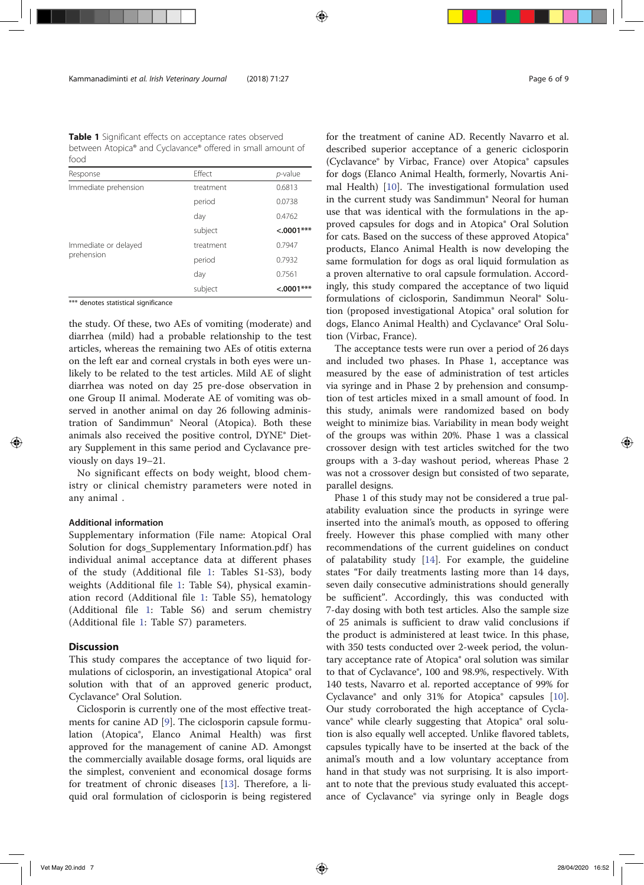**Table 1** Significant effects on acceptance rates observed between Atopica® and Cyclavance® offered in small amount of food

| Response | Effect | *p*-value |
|---|---|---|
| Immediate prehension | treatment | 0.6813 |
| | period | 0.0738 |
| | day | 0.4762 |
| | subject | **<.0001**\*\*\* |
| Immediate or delayed prehension | treatment | 0.7947 |
| | period | 0.7932 |
| | day | 0.7561 |
| | subject | **<.0001**\*\*\* |

\*\*\* denotes statistical significance

the study. Of these, two AEs of vomiting (moderate) and diarrhea (mild) had a probable relationship to the test articles, whereas the remaining two AEs of otitis externa on the left ear and corneal crystals in both eyes were unlikely to be related to the test articles. Mild AE of slight diarrhea was noted on day 25 pre-dose observation in one Group II animal. Moderate AE of vomiting was observed in another animal on day 26 following administration of Sandimmun® Neoral (Atopica). Both these animals also received the positive control, DYNE® Dietary Supplement in this same period and Cyclavance previously on days 19–21.

No significant effects on body weight, blood chemistry or clinical chemistry parameters were noted in any animal .

### Additional information

Supplementary information (File name: Atopical Oral Solution for dogs_Supplementary Information.pdf) has individual animal acceptance data at different phases of the study (Additional file 1: Tables S1-S3), body weights (Additional file 1: Table S4), physical examination record (Additional file 1: Table S5), hematology (Additional file 1: Table S6) and serum chemistry (Additional file 1: Table S7) parameters.

## Discussion

This study compares the acceptance of two liquid formulations of ciclosporin, an investigational Atopica® oral solution with that of an approved generic product, Cyclavance® Oral Solution.

Ciclosporin is currently one of the most effective treatments for canine AD [9]. The ciclosporin capsule formulation (Atopica®, Elanco Animal Health) was first approved for the management of canine AD. Amongst the commercially available dosage forms, oral liquids are the simplest, convenient and economical dosage forms for treatment of chronic diseases [13]. Therefore, a liquid oral formulation of ciclosporin is being registered for the treatment of canine AD. Recently Navarro et al. described superior acceptance of a generic ciclosporin (Cyclavance® by Virbac, France) over Atopica® capsules for dogs (Elanco Animal Health, formerly, Novartis Animal Health) [10]. The investigational formulation used in the current study was Sandimmun® Neoral for human use that was identical with the formulations in the approved capsules for dogs and in Atopica® Oral Solution for cats. Based on the success of these approved Atopica® products, Elanco Animal Health is now developing the same formulation for dogs as oral liquid formulation as a proven alternative to oral capsule formulation. Accordingly, this study compared the acceptance of two liquid formulations of ciclosporin, Sandimmun Neoral® Solution (proposed investigational Atopica® oral solution for dogs, Elanco Animal Health) and Cyclavance® Oral Solution (Virbac, France).

The acceptance tests were run over a period of 26 days and included two phases. In Phase 1, acceptance was measured by the ease of administration of test articles via syringe and in Phase 2 by prehension and consumption of test articles mixed in a small amount of food. In this study, animals were randomized based on body weight to minimize bias. Variability in mean body weight of the groups was within 20%. Phase 1 was a classical crossover design with test articles switched for the two groups with a 3-day washout period, whereas Phase 2 was not a crossover design but consisted of two separate, parallel designs.

Phase 1 of this study may not be considered a true palatability evaluation since the products in syringe were inserted into the animal's mouth, as opposed to offering freely. However this phase complied with many other recommendations of the current guidelines on conduct of palatability study [14]. For example, the guideline states "For daily treatments lasting more than 14 days, seven daily consecutive administrations should generally be sufficient". Accordingly, this was conducted with 7-day dosing with both test articles. Also the sample size of 25 animals is sufficient to draw valid conclusions if the product is administered at least twice. In this phase, with 350 tests conducted over 2-week period, the voluntary acceptance rate of Atopica® oral solution was similar to that of Cyclavance®, 100 and 98.9%, respectively. With 140 tests, Navarro et al. reported acceptance of 99% for Cyclavance® and only 31% for Atopica® capsules [10]. Our study corroborated the high acceptance of Cyclavance® while clearly suggesting that Atopica® oral solution is also equally well accepted. Unlike flavored tablets, capsules typically have to be inserted at the back of the animal's mouth and a low voluntary acceptance from hand in that study was not surprising. It is also important to note that the previous study evaluated this acceptance of Cyclavance® via syringe only in Beagle dogs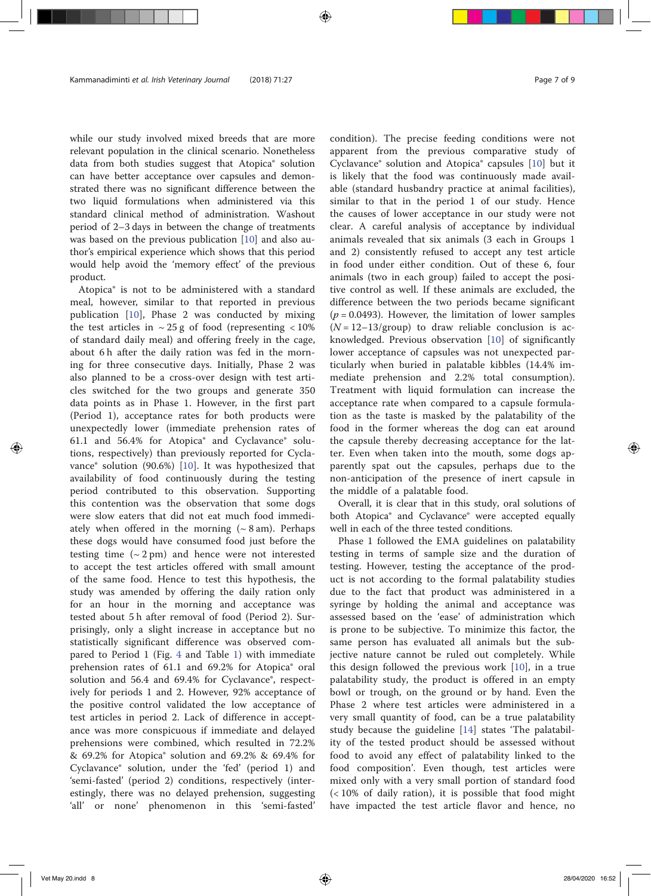while our study involved mixed breeds that are more relevant population in the clinical scenario. Nonetheless data from both studies suggest that Atopica® solution can have better acceptance over capsules and demonstrated there was no significant difference between the two liquid formulations when administered via this standard clinical method of administration. Washout period of 2–3 days in between the change of treatments was based on the previous publication [10] and also author's empirical experience which shows that this period would help avoid the 'memory effect' of the previous product.

Atopica® is not to be administered with a standard meal, however, similar to that reported in previous publication [10], Phase 2 was conducted by mixing the test articles in ~ 25 g of food (representing < 10% of standard daily meal) and offering freely in the cage, about 6 h after the daily ration was fed in the morning for three consecutive days. Initially, Phase 2 was also planned to be a cross-over design with test articles switched for the two groups and generate 350 data points as in Phase 1. However, in the first part (Period 1), acceptance rates for both products were unexpectedly lower (immediate prehension rates of 61.1 and 56.4% for Atopica® and Cyclavance® solutions, respectively) than previously reported for Cyclavance® solution (90.6%) [10]. It was hypothesized that availability of food continuously during the testing period contributed to this observation. Supporting this contention was the observation that some dogs were slow eaters that did not eat much food immediately when offered in the morning (~ 8 am). Perhaps these dogs would have consumed food just before the testing time (~ 2 pm) and hence were not interested to accept the test articles offered with small amount of the same food. Hence to test this hypothesis, the study was amended by offering the daily ration only for an hour in the morning and acceptance was tested about 5 h after removal of food (Period 2). Surprisingly, only a slight increase in acceptance but no statistically significant difference was observed compared to Period 1 (Fig. 4 and Table 1) with immediate prehension rates of 61.1 and 69.2% for Atopica® oral solution and 56.4 and 69.4% for Cyclavance®, respectively for periods 1 and 2. However, 92% acceptance of the positive control validated the low acceptance of test articles in period 2. Lack of difference in acceptance was more conspicuous if immediate and delayed prehensions were combined, which resulted in 72.2% & 69.2% for Atopica® solution and 69.2% & 69.4% for Cyclavance® solution, under the 'fed' (period 1) and 'semi-fasted' (period 2) conditions, respectively (interestingly, there was no delayed prehension, suggesting 'all' or none' phenomenon in this 'semi-fasted' condition). The precise feeding conditions were not apparent from the previous comparative study of Cyclavance® solution and Atopica® capsules [10] but it is likely that the food was continuously made available (standard husbandry practice at animal facilities), similar to that in the period 1 of our study. Hence the causes of lower acceptance in our study were not clear. A careful analysis of acceptance by individual animals revealed that six animals (3 each in Groups 1 and 2) consistently refused to accept any test article in food under either condition. Out of these 6, four animals (two in each group) failed to accept the positive control as well. If these animals are excluded, the difference between the two periods became significant ($p = 0.0493$). However, the limitation of lower samples ($N = 12–13$/group) to draw reliable conclusion is acknowledged. Previous observation [10] of significantly lower acceptance of capsules was not unexpected particularly when buried in palatable kibbles (14.4% immediate prehension and 2.2% total consumption). Treatment with liquid formulation can increase the acceptance rate when compared to a capsule formulation as the taste is masked by the palatability of the food in the former whereas the dog can eat around the capsule thereby decreasing acceptance for the latter. Even when taken into the mouth, some dogs apparently spat out the capsules, perhaps due to the non-anticipation of the presence of inert capsule in the middle of a palatable food.

Overall, it is clear that in this study, oral solutions of both Atopica® and Cyclavance® were accepted equally well in each of the three tested conditions.

Phase 1 followed the EMA guidelines on palatability testing in terms of sample size and the duration of testing. However, testing the acceptance of the product is not according to the formal palatability studies due to the fact that product was administered in a syringe by holding the animal and acceptance was assessed based on the 'ease' of administration which is prone to be subjective. To minimize this factor, the same person has evaluated all animals but the subjective nature cannot be ruled out completely. While this design followed the previous work [10], in a true palatability study, the product is offered in an empty bowl or trough, on the ground or by hand. Even the Phase 2 where test articles were administered in a very small quantity of food, can be a true palatability study because the guideline [14] states 'The palatability of the tested product should be assessed without food to avoid any effect of palatability linked to the food composition'. Even though, test articles were mixed only with a very small portion of standard food (< 10% of daily ration), it is possible that food might have impacted the test article flavor and hence, no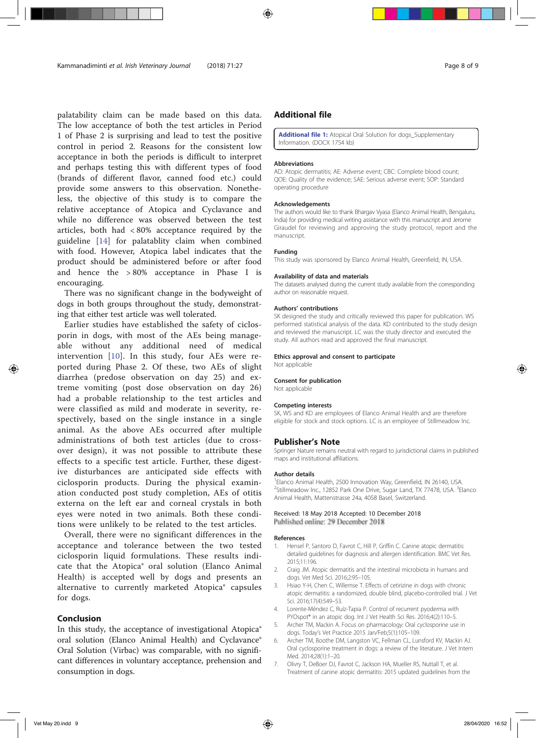palatability claim can be made based on this data. The low acceptance of both the test articles in Period 1 of Phase 2 is surprising and lead to test the positive control in period 2. Reasons for the consistent low acceptance in both the periods is difficult to interpret and perhaps testing this with different types of food (brands of different flavor, canned food etc.) could provide some answers to this observation. Nonetheless, the objective of this study is to compare the relative acceptance of Atopica and Cyclavance and while no difference was observed between the test articles, both had < 80% acceptance required by the guideline [14] for palatablity claim when combined with food. However, Atopica label indicates that the product should be administered before or after food and hence the > 80% acceptance in Phase I is encouraging.

There was no significant change in the bodyweight of dogs in both groups throughout the study, demonstrating that either test article was well tolerated.

Earlier studies have established the safety of ciclosporin in dogs, with most of the AEs being manageable without any additional need of medical intervention [10]. In this study, four AEs were reported during Phase 2. Of these, two AEs of slight diarrhea (predose observation on day 25) and extreme vomiting (post dose observation on day 26) had a probable relationship to the test articles and were classified as mild and moderate in severity, respectively, based on the single instance in a single animal. As the above AEs occurred after multiple administrations of both test articles (due to cross-over design), it was not possible to attribute these effects to a specific test article. Further, these digestive disturbances are anticipated side effects with ciclosporin products. During the physical examination conducted post study completion, AEs of otitis externa on the left ear and corneal crystals in both eyes were noted in two animals. Both these conditions were unlikely to be related to the test articles.

Overall, there were no significant differences in the acceptance and tolerance between the two tested ciclosporin liquid formulations. These results indicate that the Atopica® oral solution (Elanco Animal Health) is accepted well by dogs and presents an alternative to currently marketed Atopica® capsules for dogs.

## Conclusion

In this study, the acceptance of investigational Atopica® oral solution (Elanco Animal Health) and Cyclavance® Oral Solution (Virbac) was comparable, with no significant differences in voluntary acceptance, prehension and consumption in dogs.

## Additional file

**Additional file 1:** Atopical Oral Solution for dogs_Supplementary Information. (DOCX 1754 kb)

### Abbreviations

AD: Atopic dermatitis; AE: Adverse event; CBC: Complete blood count; QOE: Quality of the evidence; SAE: Serious adverse event; SOP: Standard operating procedure

### Acknowledgements

The authors would like to thank Bhargav Vyasa (Elanco Animal Health, Bengaluru, India) for providing medical writing assistance with this manuscript and Jerome Giraudel for reviewing and approving the study protocol, report and the manuscript.

### Funding

This study was sponsored by Elanco Animal Health, Greenfield, IN, USA.

### Availability of data and materials

The datasets analysed during the current study available from the corresponding author on reasonable request.

### Authors' contributions

SK designed the study and critically reviewed this paper for publication. WS performed statistical analysis of the data. KD contributed to the study design and reviewed the manuscript. LC was the study director and executed the study. All authors read and approved the final manuscript.

### Ethics approval and consent to participate

Not applicable

### Consent for publication

Not applicable

### Competing interests

SK, WS and KD are employees of Elanco Animal Health and are therefore eligible for stock and stock options. LC is an employee of Stillmeadow Inc.

## Publisher's Note

Springer Nature remains neutral with regard to jurisdictional claims in published maps and institutional affiliations.

### Author details

[1]Elanco Animal Health, 2500 Innovation Way, Greenfield, IN 26140, USA. [2]Stillmeadow Inc., 12852 Park One Drive, Sugar Land, TX 77478, USA. [3]Elanco Animal Health, Mattenstrasse 24a, 4058 Basel, Switzerland.

Received: 18 May 2018 Accepted: 10 December 2018
Published online: 29 December 2018

## References

1. Hensel P, Santoro D, Favrot C, Hill P, Griffin C. Canine atopic dermatitis: detailed guidelines for diagnosis and allergen identification. BMC Vet Res. 2015;11:196.
2. Craig JM. Atopic dermatitis and the intestinal microbiota in humans and dogs. Vet Med Sci. 2016;2:95–105.
3. Hsiao Y-H, Chen C, Willemse T. Effects of cetirizine in dogs with chronic atopic dermatitis: a randomized, double blind, placebo-controlled trial. J Vet Sci. 2016;17(4):549–53.
4. Lorente-Méndez C, Ruíz-Tapia P. Control of recurrent pyoderma with PYOspot® in an atopic dog. Int J Vet Health Sci Res. 2016;4(2):110–5.
5. Archer TM, Mackin A. Focus on pharmacology: Oral cyclosporine use in dogs. Today's Vet Practice 2015 Jan/Feb;5(1):105–109.
6. Archer TM, Boothe DM, Langston VC, Fellman CL, Lunsford KV, Mackin AJ. Oral cyclosporine treatment in dogs: a review of the literature. J Vet Intern Med. 2014;28(1):1–20.
7. Olivry T, DeBoer DJ, Favrot C, Jackson HA, Mueller RS, Nuttall T, et al. Treatment of canine atopic dermatitis: 2015 updated guidelines from the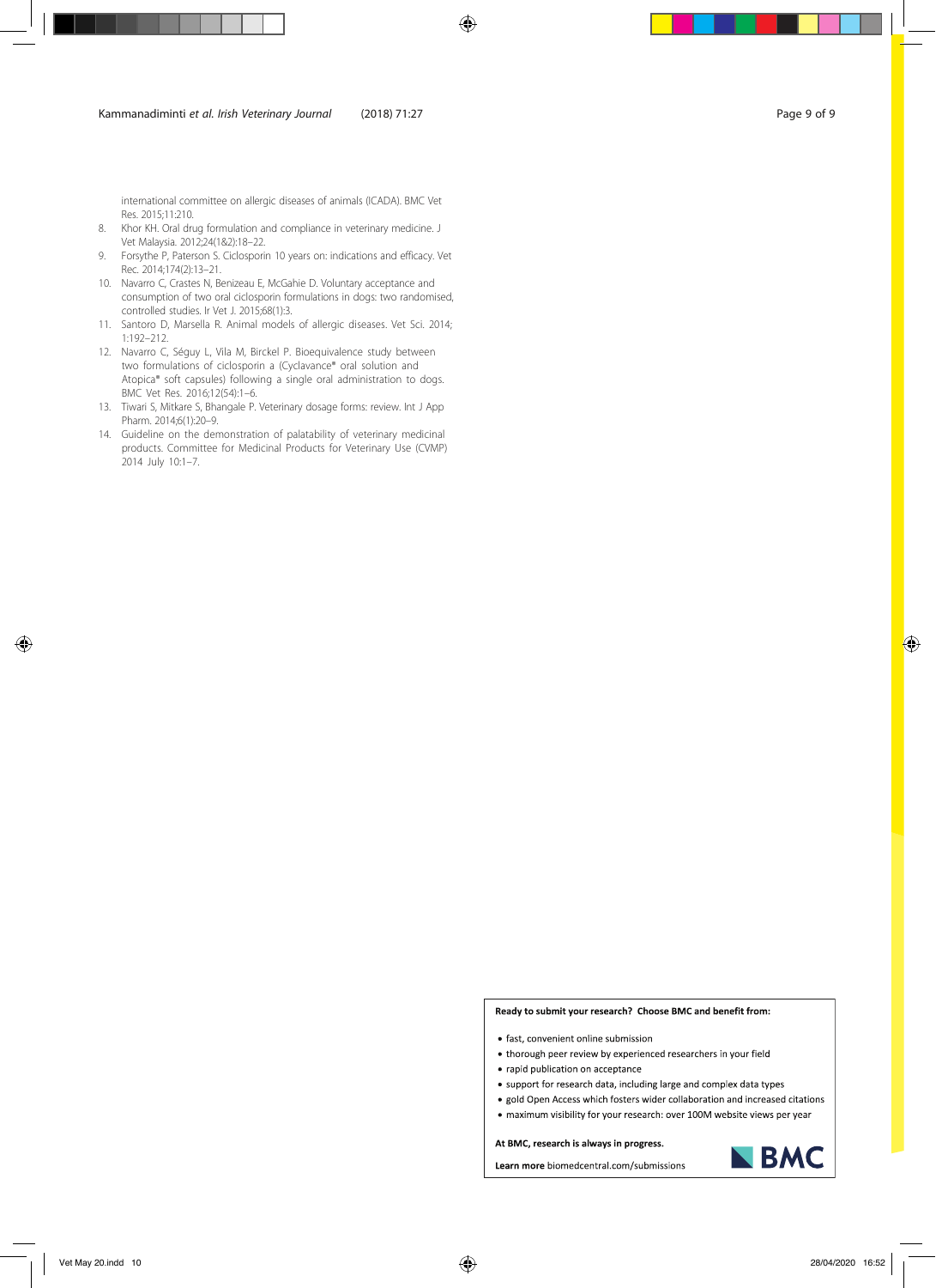international committee on allergic diseases of animals (ICADA). BMC Vet Res. 2015;11:210.

8. Khor KH. Oral drug formulation and compliance in veterinary medicine. J Vet Malaysia. 2012;24(1&2):18–22.
9. Forsythe P, Paterson S. Ciclosporin 10 years on: indications and efficacy. Vet Rec. 2014;174(2):13–21.
10. Navarro C, Crastes N, Benizeau E, McGahie D. Voluntary acceptance and consumption of two oral ciclosporin formulations in dogs: two randomised, controlled studies. Ir Vet J. 2015;68(1):3.
11. Santoro D, Marsella R. Animal models of allergic diseases. Vet Sci. 2014; 1:192–212.
12. Navarro C, Séguy L, Vila M, Birckel P. Bioequivalence study between two formulations of ciclosporin a (Cyclavance® oral solution and Atopica® soft capsules) following a single oral administration to dogs. BMC Vet Res. 2016;12(54):1–6.
13. Tiwari S, Mitkare S, Bhangale P. Veterinary dosage forms: review. Int J App Pharm. 2014;6(1):20–9.
14. Guideline on the demonstration of palatability of veterinary medicinal products. Committee for Medicinal Products for Veterinary Use (CVMP) 2014 July 10:1–7.

**Ready to submit your research? Choose BMC and benefit from:**

- fast, convenient online submission
- thorough peer review by experienced researchers in your field
- rapid publication on acceptance
- support for research data, including large and complex data types
- gold Open Access which fosters wider collaboration and increased citations
- maximum visibility for your research: over 100M website views per year

**At BMC, research is always in progress.**

**Learn more** biomedcentral.com/submissions

BMC